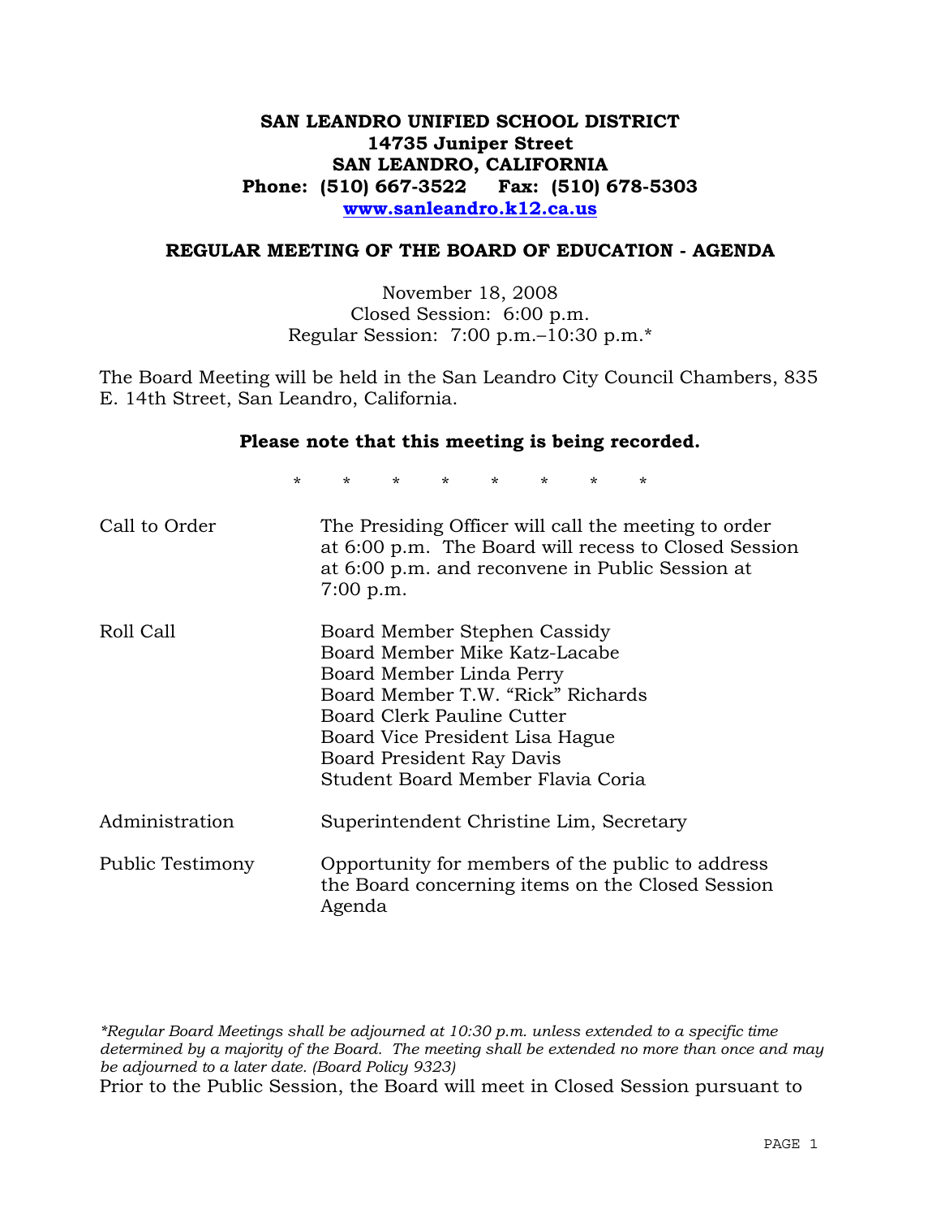**SAN LEANDRO UNIFIED SCHOOL DISTRICT**
**14735 Juniper Street**
**SAN LEANDRO, CALIFORNIA**
**Phone: (510) 667-3522 Fax: (510) 678-5303**
**www.sanleandro.k12.ca.us**

## REGULAR MEETING OF THE BOARD OF EDUCATION - AGENDA

November 18, 2008
Closed Session: 6:00 p.m.
Regular Session: 7:00 p.m.–10:30 p.m.*

The Board Meeting will be held in the San Leandro City Council Chambers, 835 E. 14th Street, San Leandro, California.

**Please note that this meeting is being recorded.**

\* \* \* \* \* \* \* \*

| | |
|---|---|
| Call to Order | The Presiding Officer will call the meeting to order at 6:00 p.m. The Board will recess to Closed Session at 6:00 p.m. and reconvene in Public Session at 7:00 p.m. |
| Roll Call | Board Member Stephen Cassidy<br>Board Member Mike Katz-Lacabe<br>Board Member Linda Perry<br>Board Member T.W. "Rick" Richards<br>Board Clerk Pauline Cutter<br>Board Vice President Lisa Hague<br>Board President Ray Davis<br>Student Board Member Flavia Coria |
| Administration | Superintendent Christine Lim, Secretary |
| Public Testimony | Opportunity for members of the public to address the Board concerning items on the Closed Session Agenda |

*\*Regular Board Meetings shall be adjourned at 10:30 p.m. unless extended to a specific time determined by a majority of the Board. The meeting shall be extended no more than once and may be adjourned to a later date. (Board Policy 9323)*

Prior to the Public Session, the Board will meet in Closed Session pursuant to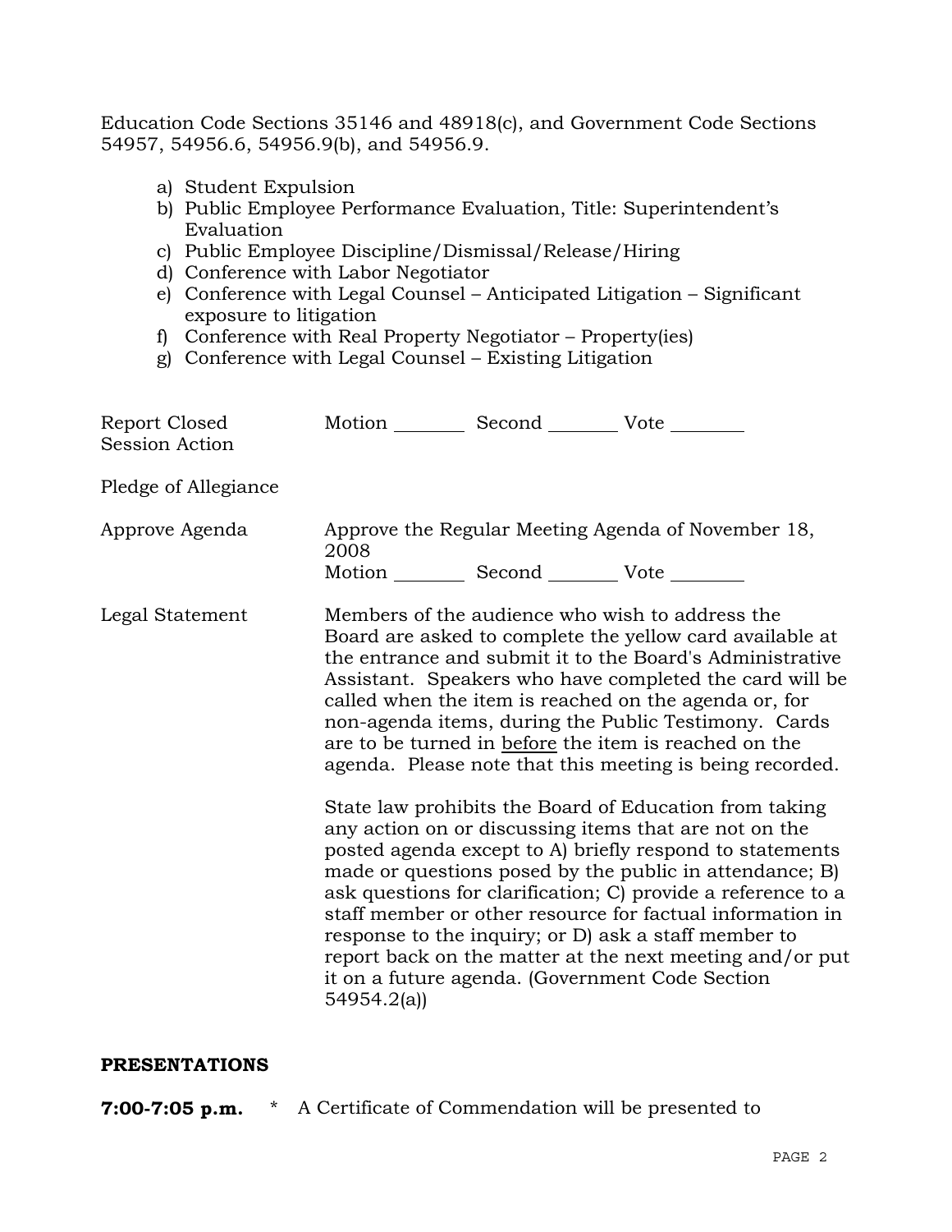Education Code Sections 35146 and 48918(c), and Government Code Sections 54957, 54956.6, 54956.9(b), and 54956.9.

a) Student Expulsion
b) Public Employee Performance Evaluation, Title: Superintendent's Evaluation
c) Public Employee Discipline/Dismissal/Release/Hiring
d) Conference with Labor Negotiator
e) Conference with Legal Counsel – Anticipated Litigation – Significant exposure to litigation
f) Conference with Real Property Negotiator – Property(ies)
g) Conference with Legal Counsel – Existing Litigation

Report Closed Session Action — Motion ________ Second ________ Vote ________

Pledge of Allegiance

Approve Agenda — Approve the Regular Meeting Agenda of November 18, 2008
Motion ________ Second ________ Vote ________

Legal Statement — Members of the audience who wish to address the Board are asked to complete the yellow card available at the entrance and submit it to the Board's Administrative Assistant. Speakers who have completed the card will be called when the item is reached on the agenda or, for non-agenda items, during the Public Testimony. Cards are to be turned in <u>before</u> the item is reached on the agenda. Please note that this meeting is being recorded.

State law prohibits the Board of Education from taking any action on or discussing items that are not on the posted agenda except to A) briefly respond to statements made or questions posed by the public in attendance; B) ask questions for clarification; C) provide a reference to a staff member or other resource for factual information in response to the inquiry; or D) ask a staff member to report back on the matter at the next meeting and/or put it on a future agenda. (Government Code Section 54954.2(a))

**PRESENTATIONS**

**7:00-7:05 p.m.** * A Certificate of Commendation will be presented to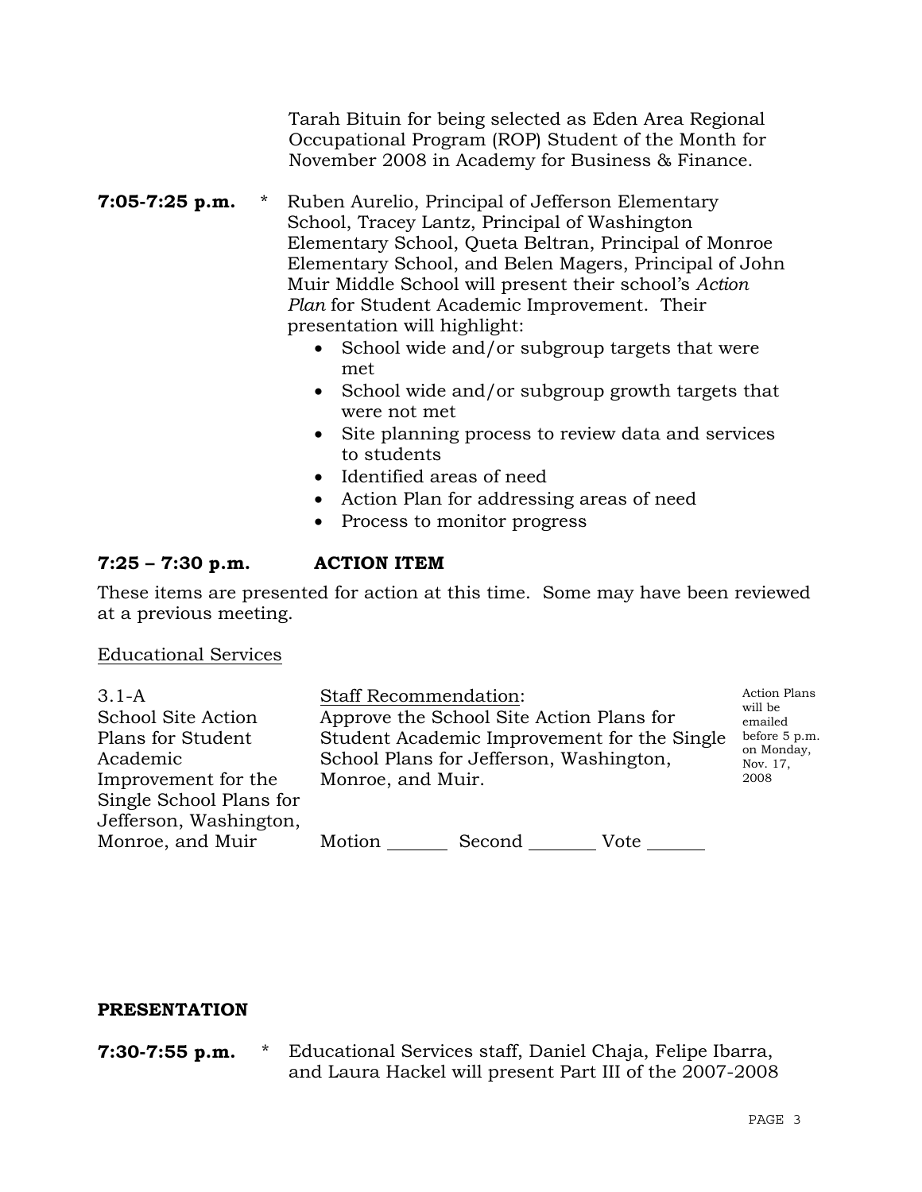Tarah Bituin for being selected as Eden Area Regional Occupational Program (ROP) Student of the Month for November 2008 in Academy for Business & Finance.

**7:05-7:25 p.m.** * Ruben Aurelio, Principal of Jefferson Elementary School, Tracey Lantz, Principal of Washington Elementary School, Queta Beltran, Principal of Monroe Elementary School, and Belen Magers, Principal of John Muir Middle School will present their school's *Action Plan* for Student Academic Improvement. Their presentation will highlight:

- School wide and/or subgroup targets that were met
- School wide and/or subgroup growth targets that were not met
- Site planning process to review data and services to students
- Identified areas of need
- Action Plan for addressing areas of need
- Process to monitor progress

**7:25 – 7:30 p.m. ACTION ITEM**

These items are presented for action at this time. Some may have been reviewed at a previous meeting.

Educational Services

3.1-A School Site Action Plans for Student Academic Improvement for the Single School Plans for Jefferson, Washington, Monroe, and Muir

Staff Recommendation:
Approve the School Site Action Plans for Student Academic Improvement for the Single School Plans for Jefferson, Washington, Monroe, and Muir.

Action Plans will be emailed before 5 p.m. on Monday, Nov. 17, 2008

Motion _______ Second _______ Vote _______

**PRESENTATION**

**7:30-7:55 p.m.** * Educational Services staff, Daniel Chaja, Felipe Ibarra, and Laura Hackel will present Part III of the 2007-2008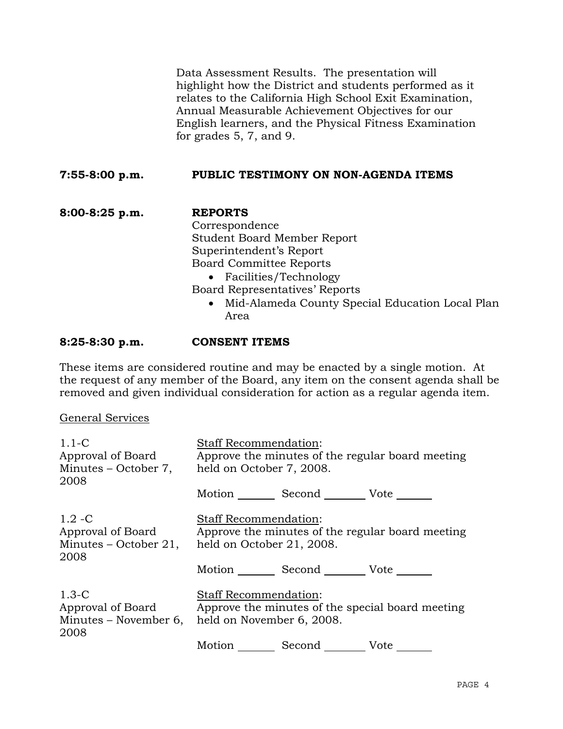Data Assessment Results. The presentation will highlight how the District and students performed as it relates to the California High School Exit Examination, Annual Measurable Achievement Objectives for our English learners, and the Physical Fitness Examination for grades 5, 7, and 9.

**7:55-8:00 p.m.** **PUBLIC TESTIMONY ON NON-AGENDA ITEMS**

**8:00-8:25 p.m.** **REPORTS**

Correspondence
Student Board Member Report
Superintendent's Report
Board Committee Reports

- Facilities/Technology

Board Representatives' Reports

- Mid-Alameda County Special Education Local Plan Area

**8:25-8:30 p.m.** **CONSENT ITEMS**

These items are considered routine and may be enacted by a single motion. At the request of any member of the Board, any item on the consent agenda shall be removed and given individual consideration for action as a regular agenda item.

General Services

1.1-C
Approval of Board Minutes – October 7, 2008

Staff Recommendation:
Approve the minutes of the regular board meeting held on October 7, 2008.

Motion _______ Second _______ Vote _______

1.2 -C
Approval of Board Minutes – October 21, 2008

Staff Recommendation:
Approve the minutes of the regular board meeting held on October 21, 2008.

Motion _______ Second _______ Vote _______

1.3-C
Approval of Board Minutes – November 6, 2008

Staff Recommendation:
Approve the minutes of the special board meeting held on November 6, 2008.

Motion _______ Second _______ Vote _______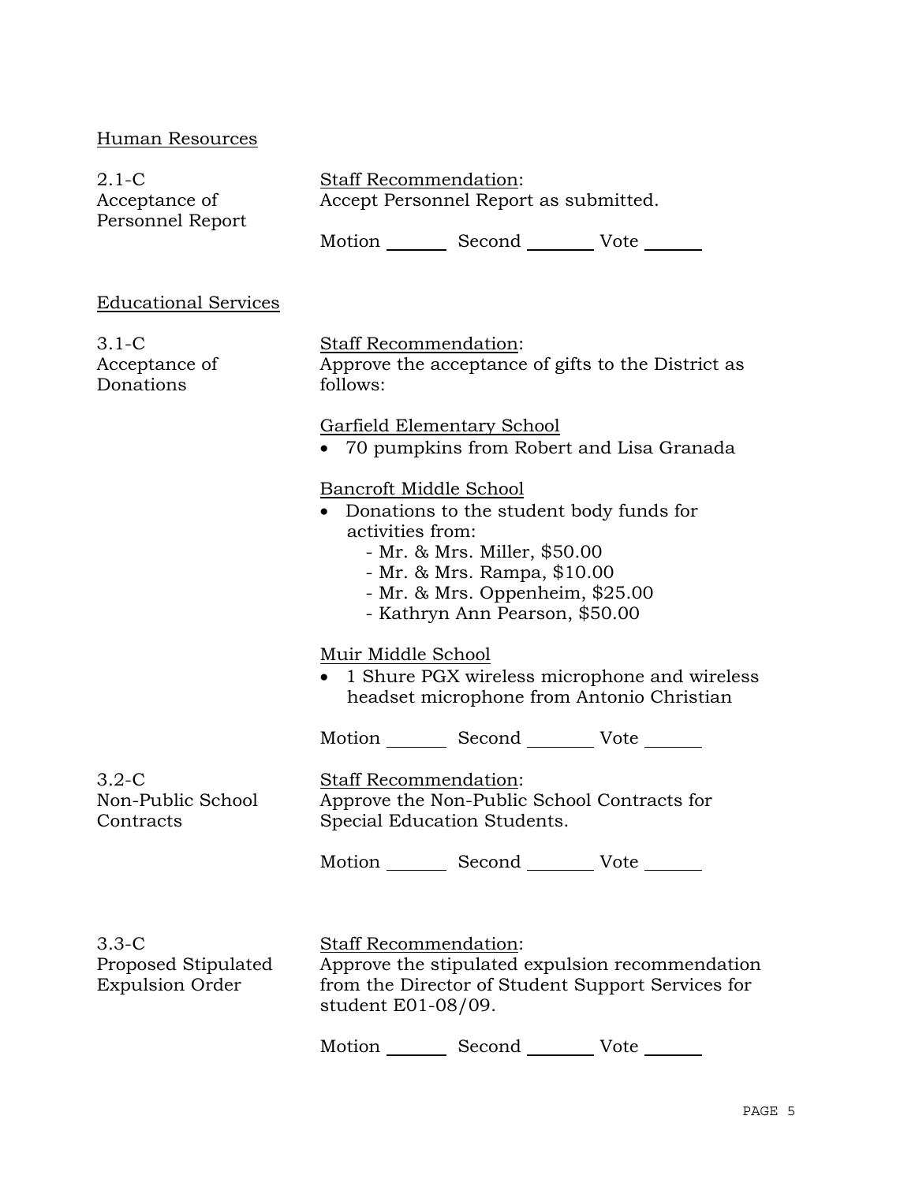Human Resources

2.1-C
Acceptance of Personnel Report

Staff Recommendation:
Accept Personnel Report as submitted.

Motion _______ Second _______ Vote _______

Educational Services

3.1-C
Acceptance of Donations

Staff Recommendation:
Approve the acceptance of gifts to the District as follows:

Garfield Elementary School

- 70 pumpkins from Robert and Lisa Granada

Bancroft Middle School

- Donations to the student body funds for activities from:
  - Mr. & Mrs. Miller, $50.00
  - Mr. & Mrs. Rampa, $10.00
  - Mr. & Mrs. Oppenheim, $25.00
  - Kathryn Ann Pearson, $50.00

Muir Middle School

- 1 Shure PGX wireless microphone and wireless headset microphone from Antonio Christian

Motion _______ Second _______ Vote _______

3.2-C
Non-Public School Contracts

Staff Recommendation:
Approve the Non-Public School Contracts for Special Education Students.

Motion _______ Second _______ Vote _______

3.3-C
Proposed Stipulated Expulsion Order

Staff Recommendation:
Approve the stipulated expulsion recommendation from the Director of Student Support Services for student E01-08/09.

Motion _______ Second _______ Vote _______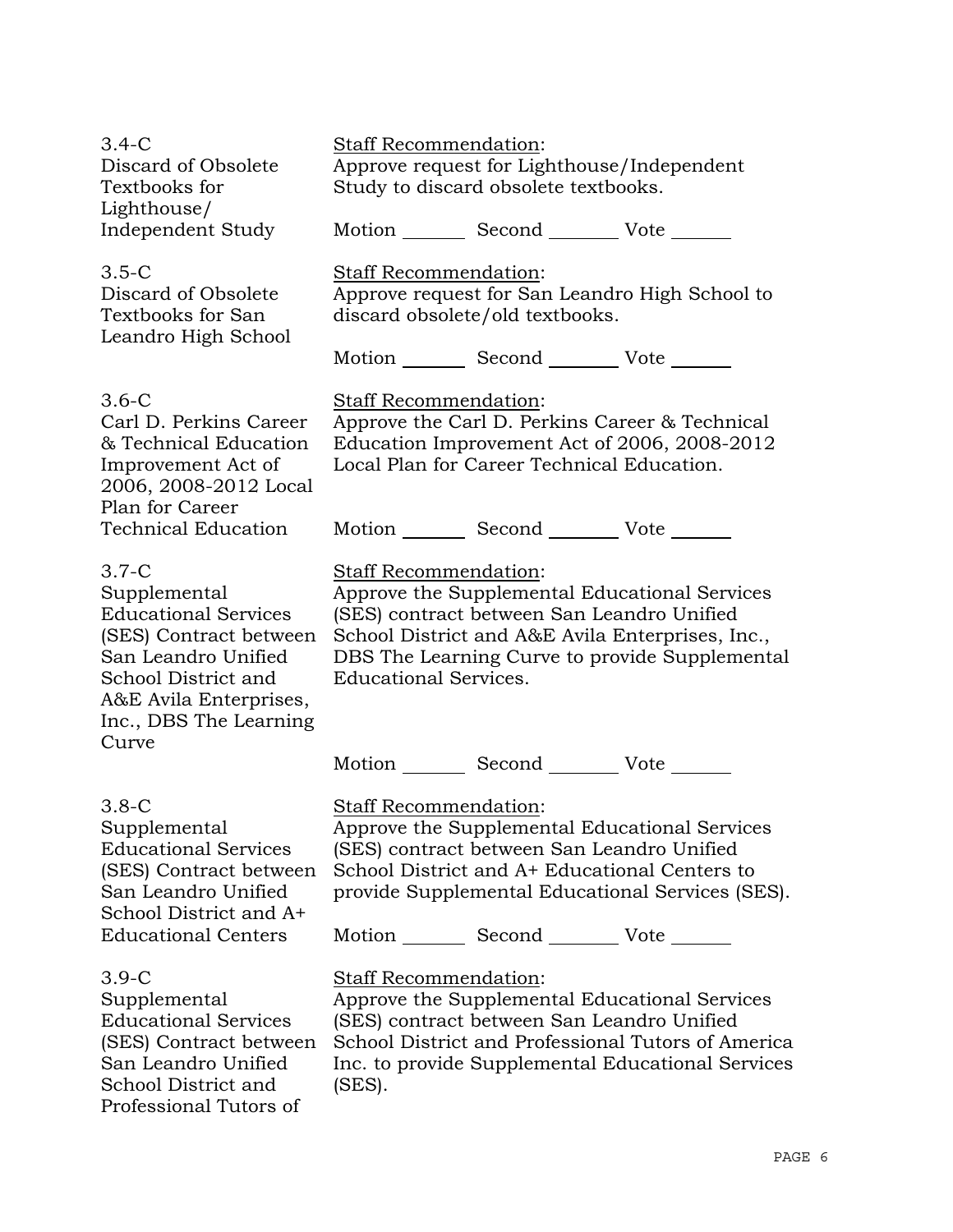3.4-C
Discard of Obsolete Textbooks for Lighthouse/ Independent Study

Staff Recommendation:
Approve request for Lighthouse/Independent Study to discard obsolete textbooks.

Motion _______ Second _______ Vote _______

3.5-C
Discard of Obsolete Textbooks for San Leandro High School

Staff Recommendation:
Approve request for San Leandro High School to discard obsolete/old textbooks.

Motion _______ Second _______ Vote _______

3.6-C
Carl D. Perkins Career & Technical Education Improvement Act of 2006, 2008-2012 Local Plan for Career Technical Education

Staff Recommendation:
Approve the Carl D. Perkins Career & Technical Education Improvement Act of 2006, 2008-2012 Local Plan for Career Technical Education.

Motion _______ Second _______ Vote _______

3.7-C
Supplemental Educational Services (SES) Contract between San Leandro Unified School District and A&E Avila Enterprises, Inc., DBS The Learning Curve

Staff Recommendation:
Approve the Supplemental Educational Services (SES) contract between San Leandro Unified School District and A&E Avila Enterprises, Inc., DBS The Learning Curve to provide Supplemental Educational Services.

Motion _______ Second _______ Vote _______

3.8-C
Supplemental Educational Services (SES) Contract between San Leandro Unified School District and A+ Educational Centers

Staff Recommendation:
Approve the Supplemental Educational Services (SES) contract between San Leandro Unified School District and A+ Educational Centers to provide Supplemental Educational Services (SES).

Motion _______ Second _______ Vote _______

3.9-C
Supplemental Educational Services (SES) Contract between San Leandro Unified School District and Professional Tutors of

Staff Recommendation:
Approve the Supplemental Educational Services (SES) contract between San Leandro Unified School District and Professional Tutors of America Inc. to provide Supplemental Educational Services (SES).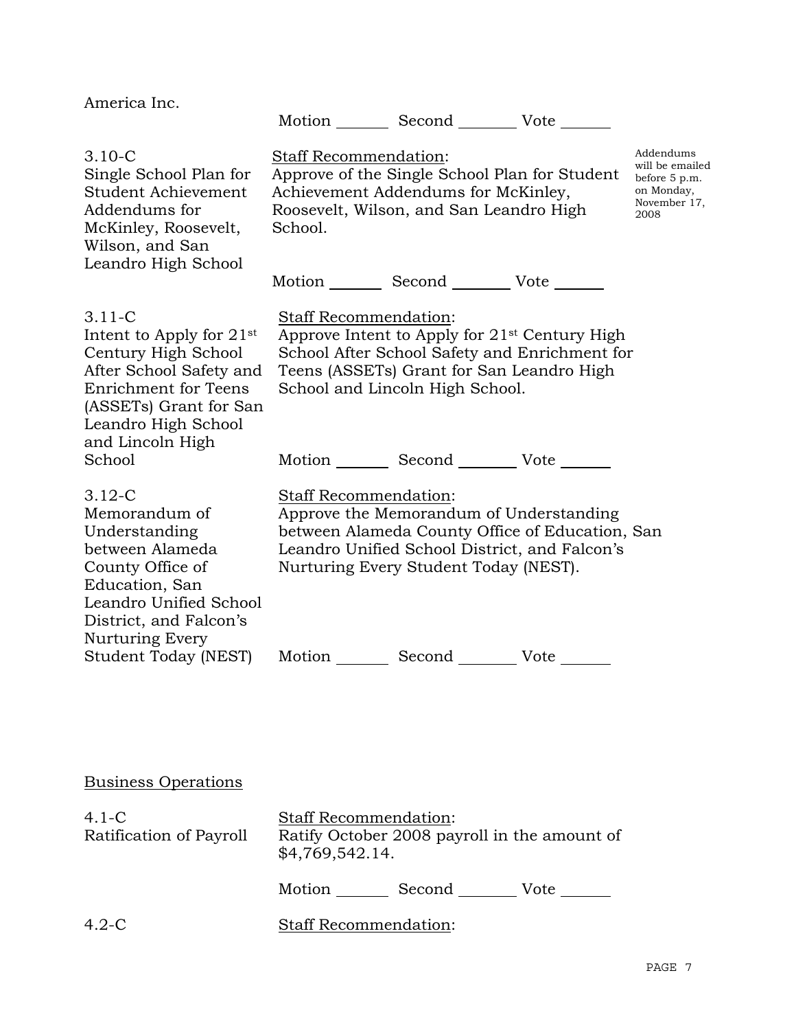America Inc.

Motion _______ Second _______ Vote _______

**3.10-C**
Single School Plan for Student Achievement Addendums for McKinley, Roosevelt, Wilson, and San Leandro High School

Staff Recommendation:
Approve of the Single School Plan for Student Achievement Addendums for McKinley, Roosevelt, Wilson, and San Leandro High School.

Addendums will be emailed before 5 p.m. on Monday, November 17, 2008

Motion _______ Second _______ Vote _______

**3.11-C**
Intent to Apply for 21st Century High School After School Safety and Enrichment for Teens (ASSETs) Grant for San Leandro High School and Lincoln High School

Staff Recommendation:
Approve Intent to Apply for 21st Century High School After School Safety and Enrichment for Teens (ASSETs) Grant for San Leandro High School and Lincoln High School.

Motion _______ Second _______ Vote _______

**3.12-C**
Memorandum of Understanding between Alameda County Office of Education, San Leandro Unified School District, and Falcon's Nurturing Every Student Today (NEST)

Staff Recommendation:
Approve the Memorandum of Understanding between Alameda County Office of Education, San Leandro Unified School District, and Falcon's Nurturing Every Student Today (NEST).

Motion _______ Second _______ Vote _______

## Business Operations

**4.1-C**
Ratification of Payroll

Staff Recommendation:
Ratify October 2008 payroll in the amount of $4,769,542.14.

Motion _______ Second _______ Vote _______

**4.2-C**

Staff Recommendation: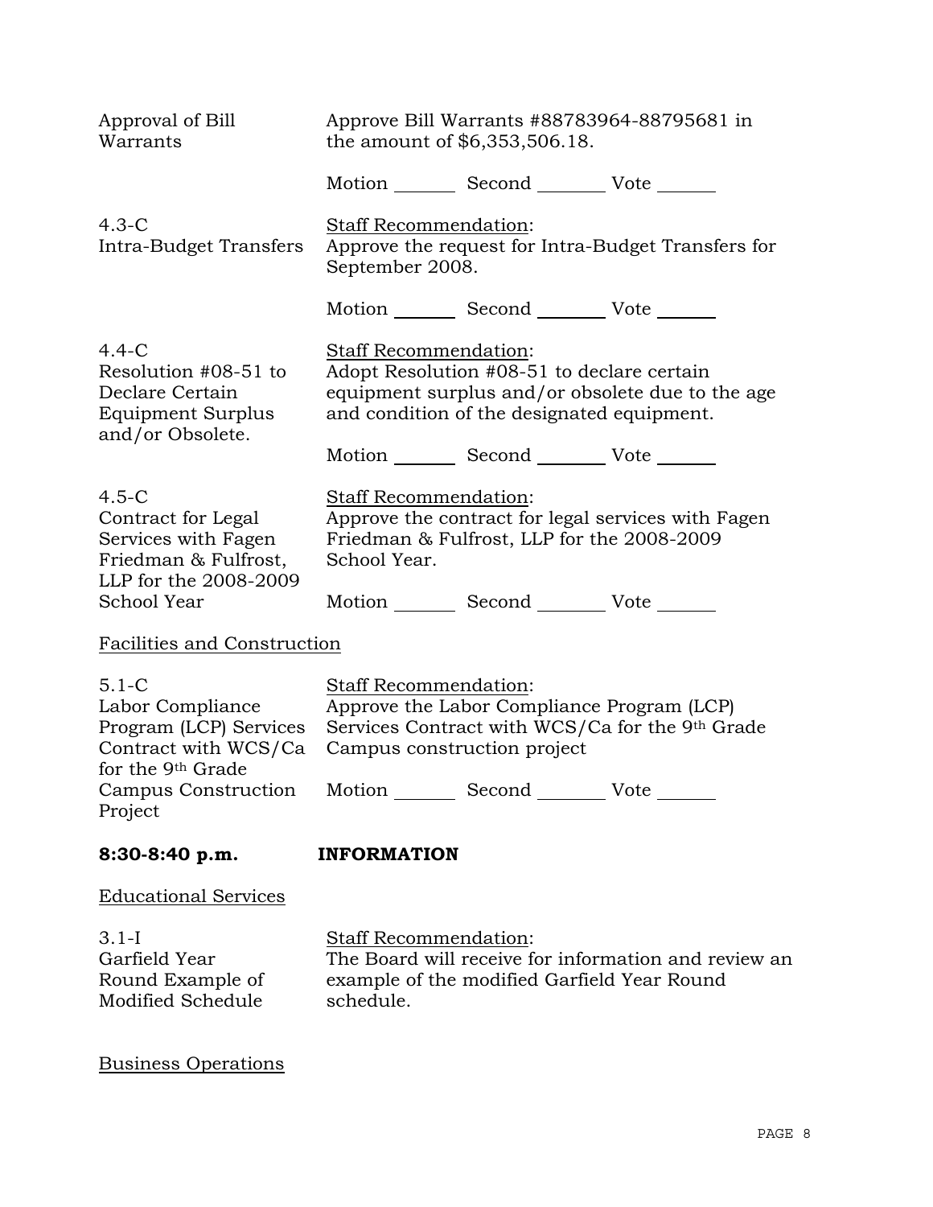| | |
|---|---|
| Approval of Bill Warrants | Approve Bill Warrants #88783964-88795681 in the amount of $6,353,506.18. |
| | Motion _______ Second _______ Vote ______ |
| 4.3-C<br>Intra-Budget Transfers | Staff Recommendation:<br>Approve the request for Intra-Budget Transfers for September 2008. |
| | Motion _______ Second _______ Vote ______ |
| 4.4-C<br>Resolution #08-51 to Declare Certain Equipment Surplus and/or Obsolete. | Staff Recommendation:<br>Adopt Resolution #08-51 to declare certain equipment surplus and/or obsolete due to the age and condition of the designated equipment. |
| | Motion _______ Second _______ Vote ______ |
| 4.5-C<br>Contract for Legal Services with Fagen Friedman & Fulfrost, LLP for the 2008-2009 School Year | Staff Recommendation:<br>Approve the contract for legal services with Fagen Friedman & Fulfrost, LLP for the 2008-2009 School Year. |
| | Motion _______ Second _______ Vote ______ |

Facilities and Construction

| | |
|---|---|
| 5.1-C<br>Labor Compliance Program (LCP) Services Contract with WCS/Ca for the 9th Grade Campus Construction Project | Staff Recommendation:<br>Approve the Labor Compliance Program (LCP) Services Contract with WCS/Ca for the 9th Grade Campus construction project |
| | Motion _______ Second _______ Vote ______ |

**8:30-8:40 p.m. INFORMATION**

Educational Services

| | |
|---|---|
| 3.1-I<br>Garfield Year Round Example of Modified Schedule | Staff Recommendation:<br>The Board will receive for information and review an example of the modified Garfield Year Round schedule. |

Business Operations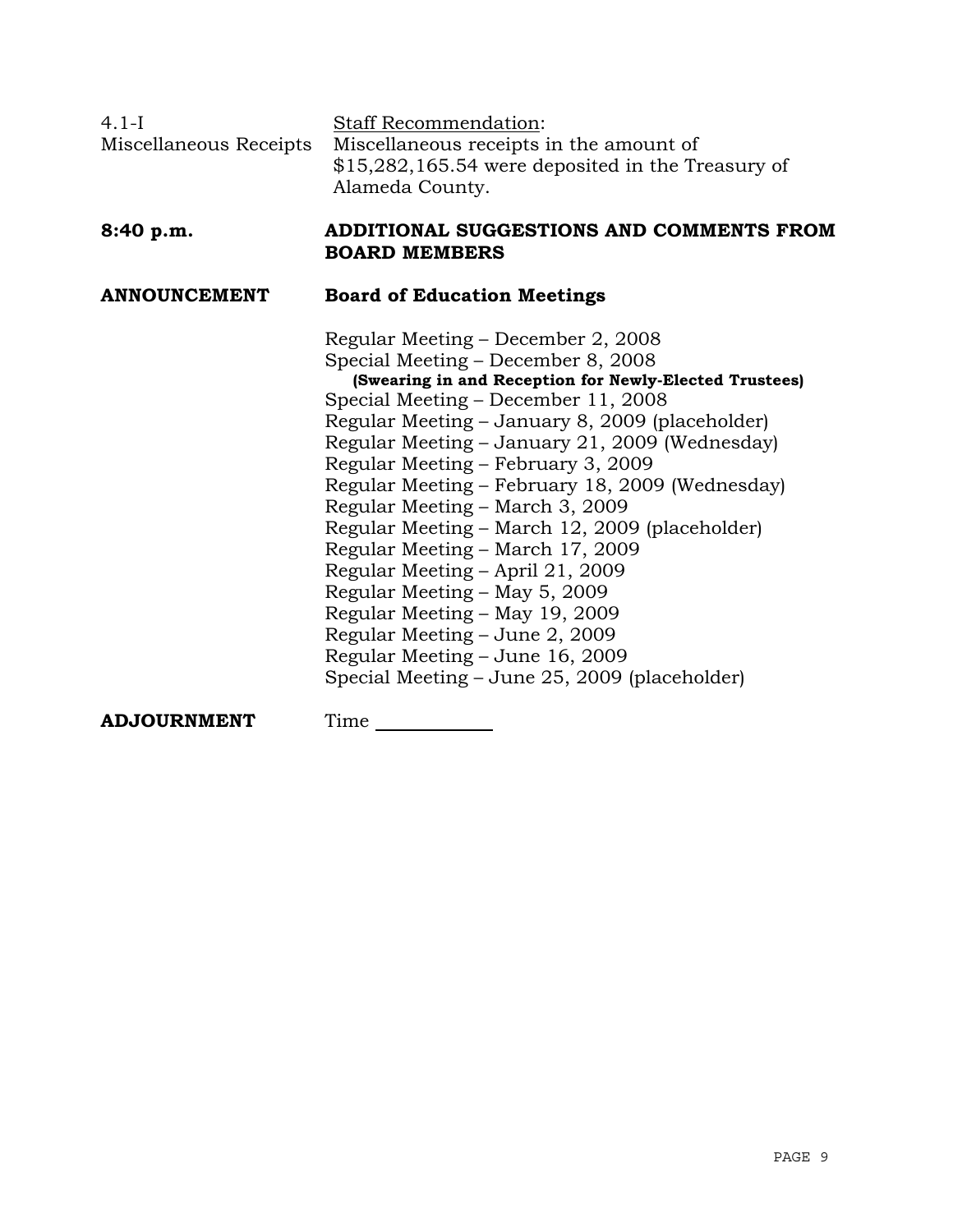4.1-I
Miscellaneous Receipts

Staff Recommendation:
Miscellaneous receipts in the amount of $15,282,165.54 were deposited in the Treasury of Alameda County.

**8:40 p.m.** **ADDITIONAL SUGGESTIONS AND COMMENTS FROM BOARD MEMBERS**

**ANNOUNCEMENT** **Board of Education Meetings**

Regular Meeting – December 2, 2008
Special Meeting – December 8, 2008
**(Swearing in and Reception for Newly-Elected Trustees)**
Special Meeting – December 11, 2008
Regular Meeting – January 8, 2009 (placeholder)
Regular Meeting – January 21, 2009 (Wednesday)
Regular Meeting – February 3, 2009
Regular Meeting – February 18, 2009 (Wednesday)
Regular Meeting – March 3, 2009
Regular Meeting – March 12, 2009 (placeholder)
Regular Meeting – March 17, 2009
Regular Meeting – April 21, 2009
Regular Meeting – May 5, 2009
Regular Meeting – May 19, 2009
Regular Meeting – June 2, 2009
Regular Meeting – June 16, 2009
Special Meeting – June 25, 2009 (placeholder)

**ADJOURNMENT** Time ____________